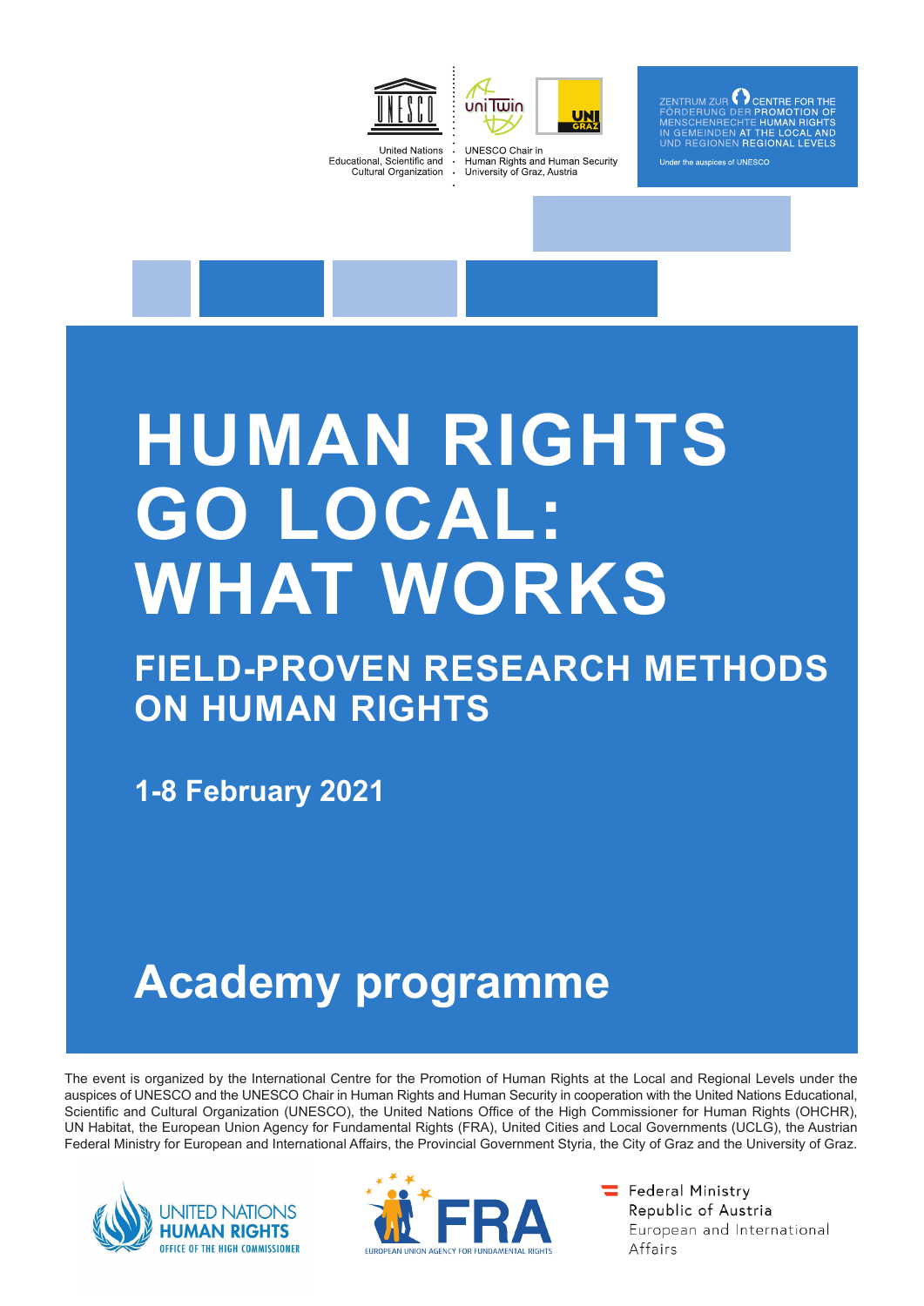United Nations Educational, Scientific and Cultural Organization

UNESCO Chair in Human Rights and Human Security University of Graz, Austria

ZENTRUM ZUR FÖRDERUNG DER MENSCHENRECHTE IN GEMEINDEN UND REGIONEN

CENTRE FOR THE PROMOTION OF HUMAN RIGHTS AT THE LOCAL AND REGIONAL LEVELS

Under the auspices of UNESCO

# HUMAN RIGHTS GO LOCAL: WHAT WORKS

## FIELD-PROVEN RESEARCH METHODS ON HUMAN RIGHTS

**1-8 February 2021**

# Academy programme

The event is organized by the International Centre for the Promotion of Human Rights at the Local and Regional Levels under the auspices of UNESCO and the UNESCO Chair in Human Rights and Human Security in cooperation with the United Nations Educational, Scientific and Cultural Organization (UNESCO), the United Nations Office of the High Commissioner for Human Rights (OHCHR), UN Habitat, the European Union Agency for Fundamental Rights (FRA), United Cities and Local Governments (UCLG), the Austrian Federal Ministry for European and International Affairs, the Provincial Government Styria, the City of Graz and the University of Graz.

UNITED NATIONS HUMAN RIGHTS OFFICE OF THE HIGH COMMISSIONER

FRA EUROPEAN UNION AGENCY FOR FUNDAMENTAL RIGHTS

Federal Ministry Republic of Austria European and International Affairs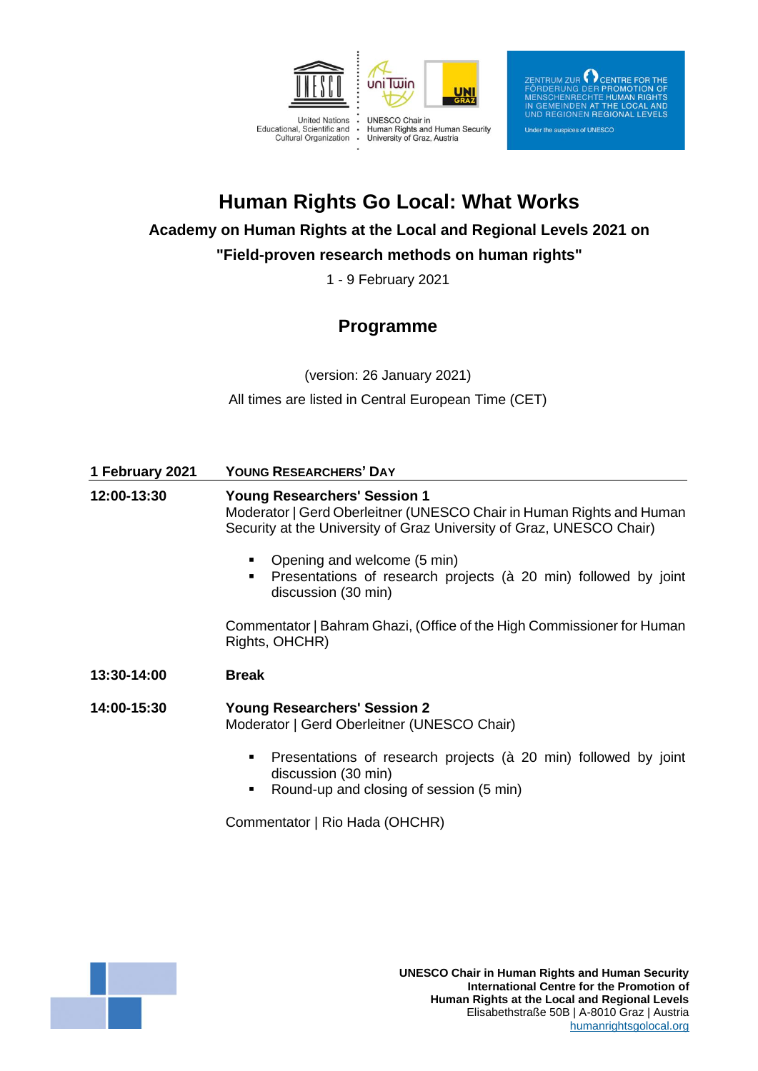# Human Rights Go Local: What Works

## Academy on Human Rights at the Local and Regional Levels 2021 on "Field-proven research methods on human rights"

1 - 9 February 2021

## Programme

(version: 26 January 2021)

All times are listed in Central European Time (CET)

| 1 February 2021 | YOUNG RESEARCHERS' DAY |
|---|---|
| 12:00-13:30 | **Young Researchers' Session 1**<br>Moderator \| Gerd Oberleitner (UNESCO Chair in Human Rights and Human Security at the University of Graz University of Graz, UNESCO Chair)<br>▪ Opening and welcome (5 min)<br>▪ Presentations of research projects (à 20 min) followed by joint discussion (30 min)<br>Commentator \| Bahram Ghazi, (Office of the High Commissioner for Human Rights, OHCHR) |
| 13:30-14:00 | **Break** |
| 14:00-15:30 | **Young Researchers' Session 2**<br>Moderator \| Gerd Oberleitner (UNESCO Chair)<br>▪ Presentations of research projects (à 20 min) followed by joint discussion (30 min)<br>▪ Round-up and closing of session (5 min)<br>Commentator \| Rio Hada (OHCHR) |

**UNESCO Chair in Human Rights and Human Security**
**International Centre for the Promotion of Human Rights at the Local and Regional Levels**
Elisabethstraße 50B | A-8010 Graz | Austria
humanrightsgolocal.org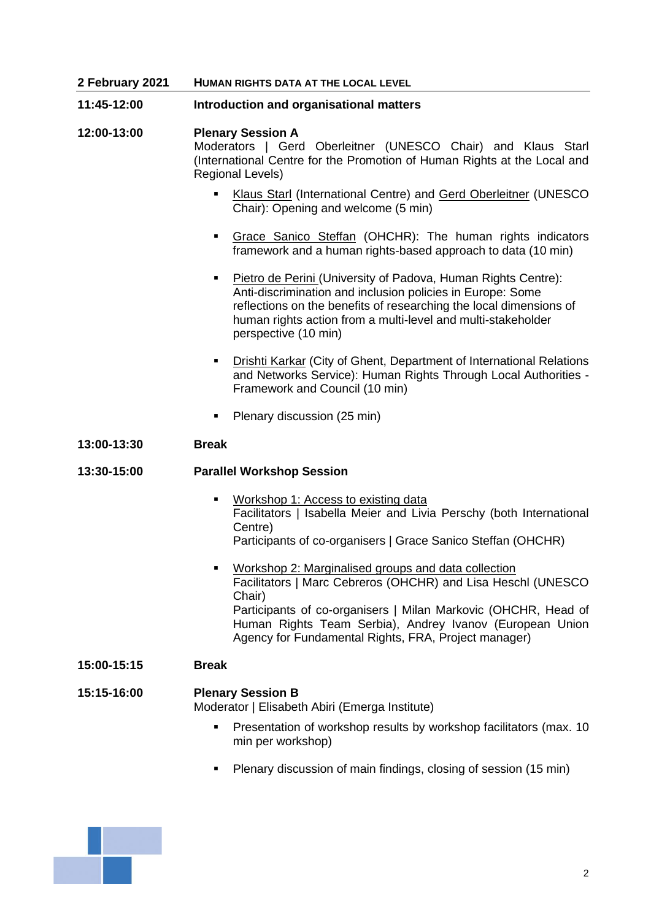**2 February 2021** **HUMAN RIGHTS DATA AT THE LOCAL LEVEL**

**11:45-12:00** **Introduction and organisational matters**

**12:00-13:00** **Plenary Session A**

Moderators | Gerd Oberleitner (UNESCO Chair) and Klaus Starl (International Centre for the Promotion of Human Rights at the Local and Regional Levels)

- Klaus Starl (International Centre) and Gerd Oberleitner (UNESCO Chair): Opening and welcome (5 min)
- Grace Sanico Steffan (OHCHR): The human rights indicators framework and a human rights-based approach to data (10 min)
- Pietro de Perini (University of Padova, Human Rights Centre): Anti-discrimination and inclusion policies in Europe: Some reflections on the benefits of researching the local dimensions of human rights action from a multi-level and multi-stakeholder perspective (10 min)
- Drishti Karkar (City of Ghent, Department of International Relations and Networks Service): Human Rights Through Local Authorities - Framework and Council (10 min)
- Plenary discussion (25 min)

**13:00-13:30** **Break**

**13:30-15:00** **Parallel Workshop Session**

- Workshop 1: Access to existing data
  Facilitators | Isabella Meier and Livia Perschy (both International Centre)
  Participants of co-organisers | Grace Sanico Steffan (OHCHR)
- Workshop 2: Marginalised groups and data collection
  Facilitators | Marc Cebreros (OHCHR) and Lisa Heschl (UNESCO Chair)
  Participants of co-organisers | Milan Markovic (OHCHR, Head of Human Rights Team Serbia), Andrey Ivanov (European Union Agency for Fundamental Rights, FRA, Project manager)

**15:00-15:15** **Break**

**15:15-16:00** **Plenary Session B**

Moderator | Elisabeth Abiri (Emerga Institute)

- Presentation of workshop results by workshop facilitators (max. 10 min per workshop)
- Plenary discussion of main findings, closing of session (15 min)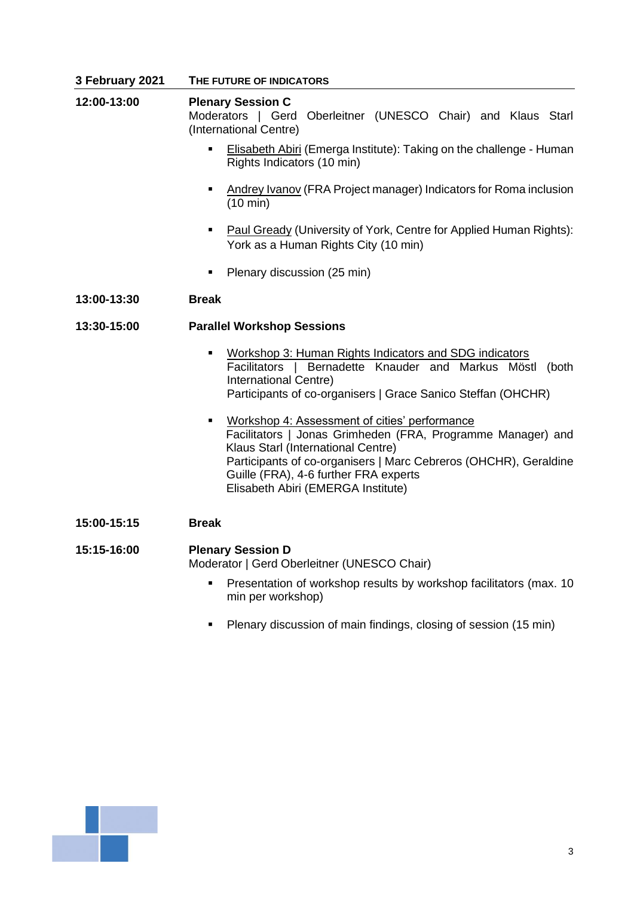| 3 February 2021 | THE FUTURE OF INDICATORS |
|---|---|

**12:00-13:00** **Plenary Session C**

Moderators | Gerd Oberleitner (UNESCO Chair) and Klaus Starl (International Centre)

- Elisabeth Abiri (Emerga Institute): Taking on the challenge - Human Rights Indicators (10 min)
- Andrey Ivanov (FRA Project manager) Indicators for Roma inclusion (10 min)
- Paul Gready (University of York, Centre for Applied Human Rights): York as a Human Rights City (10 min)
- Plenary discussion (25 min)

**13:00-13:30** **Break**

**13:30-15:00** **Parallel Workshop Sessions**

- Workshop 3: Human Rights Indicators and SDG indicators
  Facilitators | Bernadette Knauder and Markus Möstl (both International Centre)
  Participants of co-organisers | Grace Sanico Steffan (OHCHR)
- Workshop 4: Assessment of cities' performance
  Facilitators | Jonas Grimheden (FRA, Programme Manager) and Klaus Starl (International Centre)
  Participants of co-organisers | Marc Cebreros (OHCHR), Geraldine Guille (FRA), 4-6 further FRA experts
  Elisabeth Abiri (EMERGA Institute)

**15:00-15:15** **Break**

**15:15-16:00** **Plenary Session D**

Moderator | Gerd Oberleitner (UNESCO Chair)

- Presentation of workshop results by workshop facilitators (max. 10 min per workshop)
- Plenary discussion of main findings, closing of session (15 min)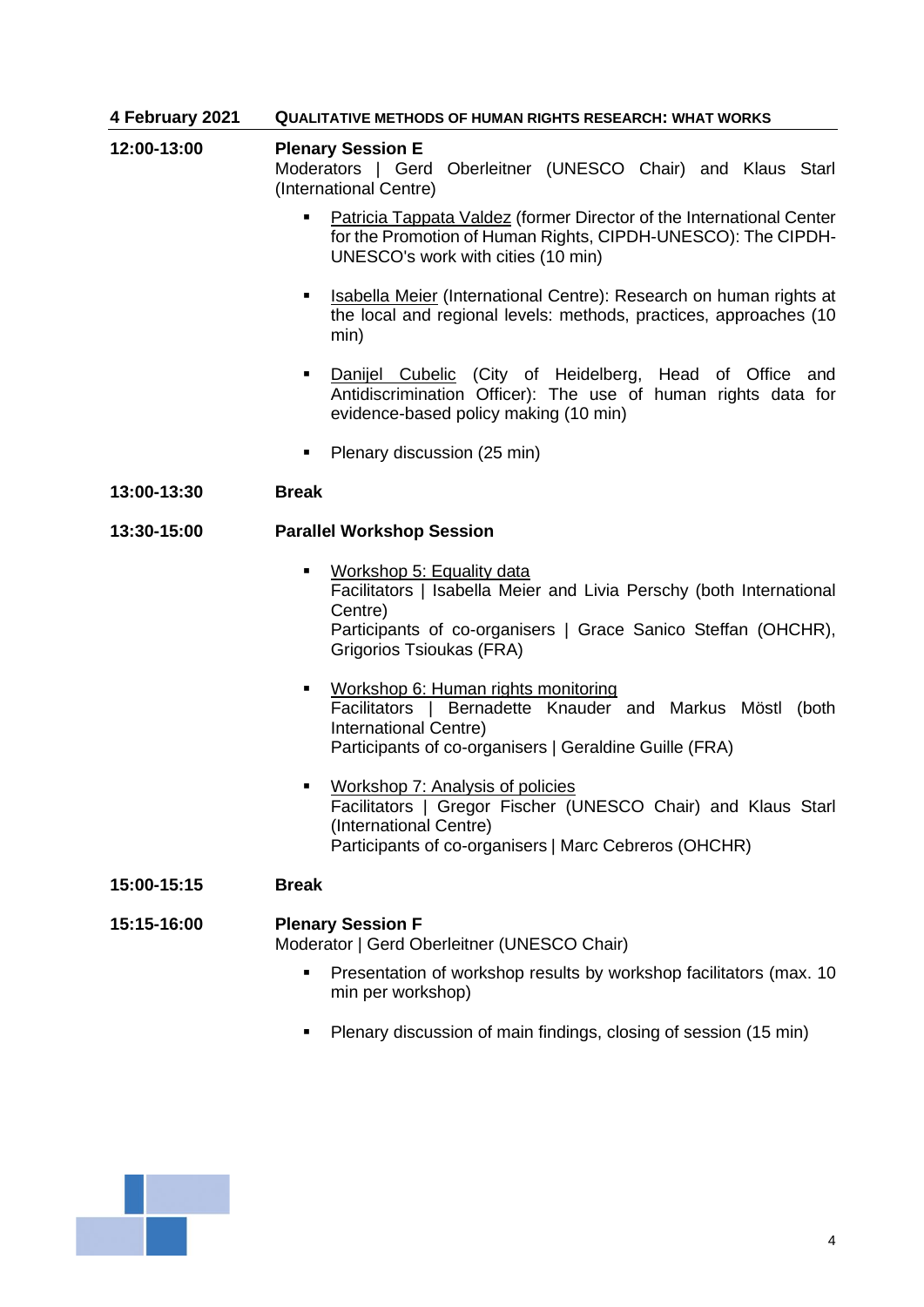**4 February 2021** **QUALITATIVE METHODS OF HUMAN RIGHTS RESEARCH: WHAT WORKS**

**12:00-13:00** **Plenary Session E**

Moderators | Gerd Oberleitner (UNESCO Chair) and Klaus Starl (International Centre)

- Patricia Tappata Valdez (former Director of the International Center for the Promotion of Human Rights, CIPDH-UNESCO): The CIPDH-UNESCO's work with cities (10 min)
- Isabella Meier (International Centre): Research on human rights at the local and regional levels: methods, practices, approaches (10 min)
- Danijel Cubelic (City of Heidelberg, Head of Office and Antidiscrimination Officer): The use of human rights data for evidence-based policy making (10 min)
- Plenary discussion (25 min)

**13:00-13:30** **Break**

**13:30-15:00** **Parallel Workshop Session**

- Workshop 5: Equality data
  Facilitators | Isabella Meier and Livia Perschy (both International Centre)
  Participants of co-organisers | Grace Sanico Steffan (OHCHR), Grigorios Tsioukas (FRA)
- Workshop 6: Human rights monitoring
  Facilitators | Bernadette Knauder and Markus Möstl (both International Centre)
  Participants of co-organisers | Geraldine Guille (FRA)
- Workshop 7: Analysis of policies
  Facilitators | Gregor Fischer (UNESCO Chair) and Klaus Starl (International Centre)
  Participants of co-organisers | Marc Cebreros (OHCHR)

**15:00-15:15** **Break**

**15:15-16:00** **Plenary Session F**

Moderator | Gerd Oberleitner (UNESCO Chair)

- Presentation of workshop results by workshop facilitators (max. 10 min per workshop)
- Plenary discussion of main findings, closing of session (15 min)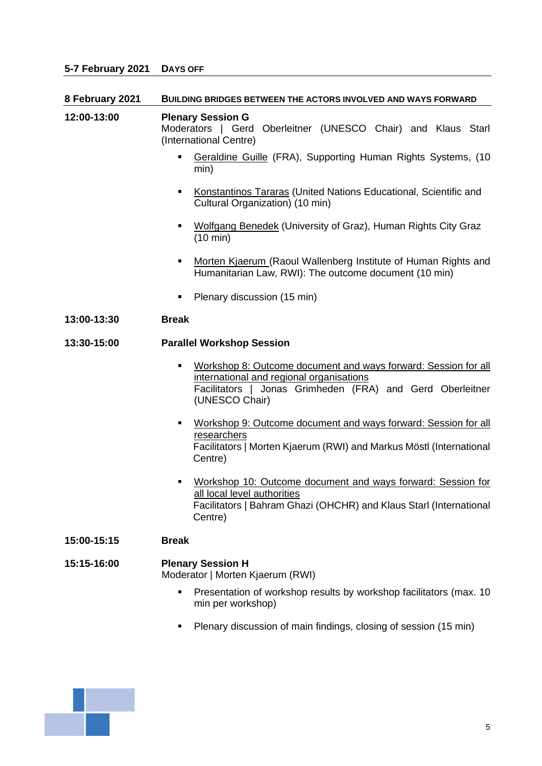**5-7 February 2021** **DAYS OFF**

---

**8 February 2021** **BUILDING BRIDGES BETWEEN THE ACTORS INVOLVED AND WAYS FORWARD**

---

**12:00-13:00**

**Plenary Session G**
Moderators | Gerd Oberleitner (UNESCO Chair) and Klaus Starl (International Centre)

- Geraldine Guille (FRA), Supporting Human Rights Systems, (10 min)
- Konstantinos Tararas (United Nations Educational, Scientific and Cultural Organization) (10 min)
- Wolfgang Benedek (University of Graz), Human Rights City Graz (10 min)
- Morten Kjaerum (Raoul Wallenberg Institute of Human Rights and Humanitarian Law, RWI): The outcome document (10 min)
- Plenary discussion (15 min)

**13:00-13:30** **Break**

**13:30-15:00** **Parallel Workshop Session**

- Workshop 8: Outcome document and ways forward: Session for all international and regional organisations
  Facilitators | Jonas Grimheden (FRA) and Gerd Oberleitner (UNESCO Chair)
- Workshop 9: Outcome document and ways forward: Session for all researchers
  Facilitators | Morten Kjaerum (RWI) and Markus Möstl (International Centre)
- Workshop 10: Outcome document and ways forward: Session for all local level authorities
  Facilitators | Bahram Ghazi (OHCHR) and Klaus Starl (International Centre)

**15:00-15:15** **Break**

**15:15-16:00**

**Plenary Session H**
Moderator | Morten Kjaerum (RWI)

- Presentation of workshop results by workshop facilitators (max. 10 min per workshop)
- Plenary discussion of main findings, closing of session (15 min)